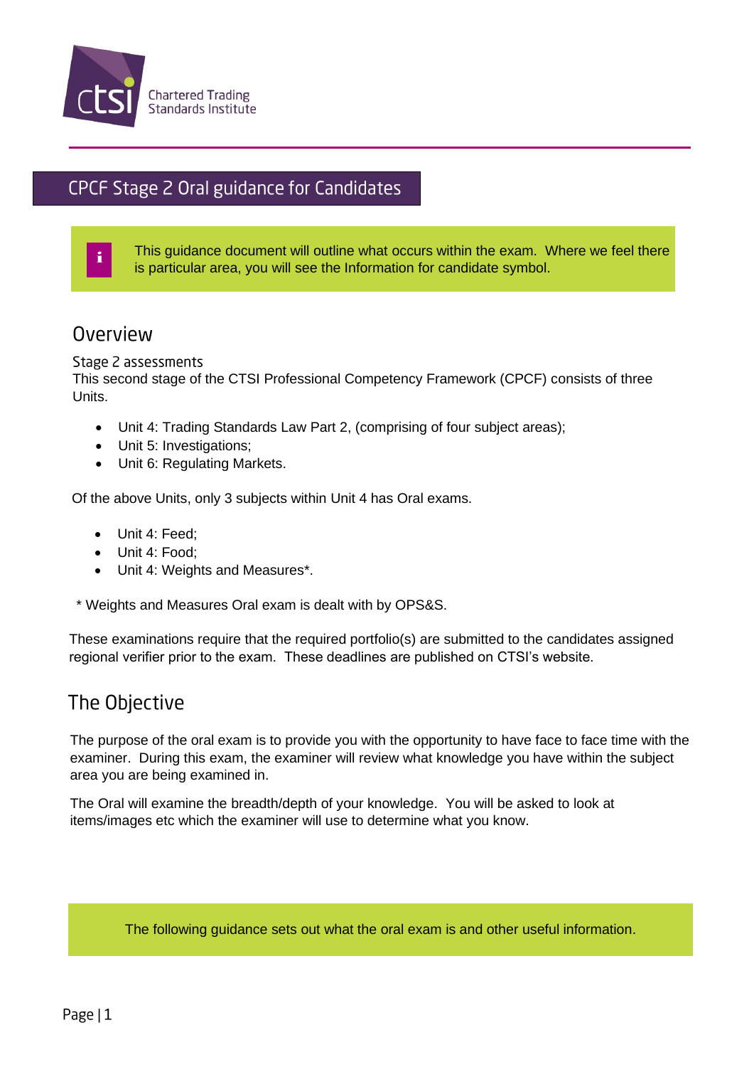Chartered Trading Standards Institute

# CPCF Stage 2 Oral guidance for Candidates

> **i** This guidance document will outline what occurs within the exam. Where we feel there is particular area, you will see the Information for candidate symbol.

## Overview

### Stage 2 assessments

This second stage of the CTSI Professional Competency Framework (CPCF) consists of three Units.

- Unit 4: Trading Standards Law Part 2, (comprising of four subject areas);
- Unit 5: Investigations;
- Unit 6: Regulating Markets.

Of the above Units, only 3 subjects within Unit 4 has Oral exams.

- Unit 4: Feed;
- Unit 4: Food;
- Unit 4: Weights and Measures*.

\* Weights and Measures Oral exam is dealt with by OPS&S.

These examinations require that the required portfolio(s) are submitted to the candidates assigned regional verifier prior to the exam. These deadlines are published on CTSI's website.

## The Objective

The purpose of the oral exam is to provide you with the opportunity to have face to face time with the examiner. During this exam, the examiner will review what knowledge you have within the subject area you are being examined in.

The Oral will examine the breadth/depth of your knowledge. You will be asked to look at items/images etc which the examiner will use to determine what you know.

> The following guidance sets out what the oral exam is and other useful information.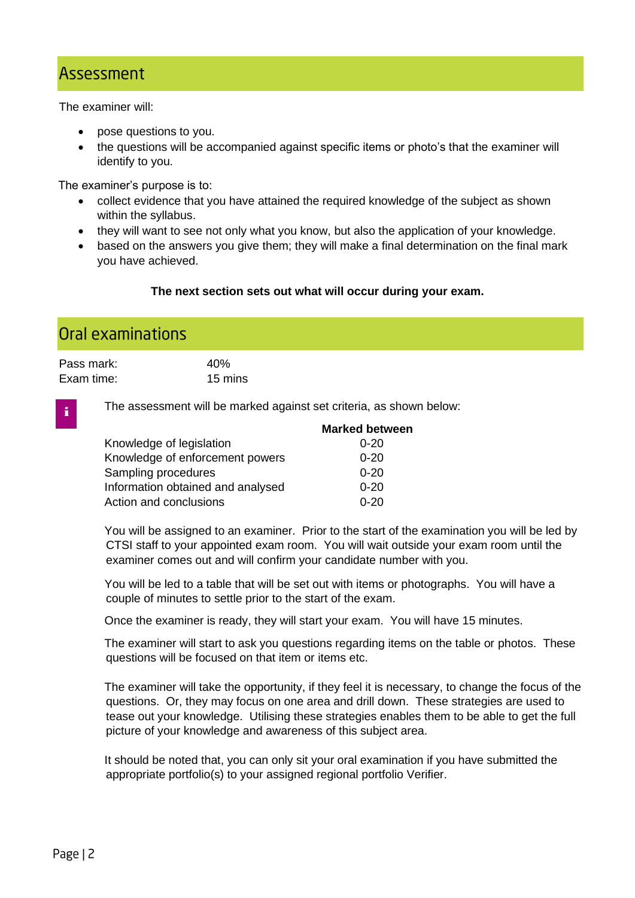## Assessment

The examiner will:

- pose questions to you.
- the questions will be accompanied against specific items or photo's that the examiner will identify to you.

The examiner's purpose is to:

- collect evidence that you have attained the required knowledge of the subject as shown within the syllabus.
- they will want to see not only what you know, but also the application of your knowledge.
- based on the answers you give them; they will make a final determination on the final mark you have achieved.

**The next section sets out what will occur during your exam.**

## Oral examinations

Pass mark: 40%
Exam time: 15 mins

The assessment will be marked against set criteria, as shown below:

| | Marked between |
|---|---|
| Knowledge of legislation | 0-20 |
| Knowledge of enforcement powers | 0-20 |
| Sampling procedures | 0-20 |
| Information obtained and analysed | 0-20 |
| Action and conclusions | 0-20 |

You will be assigned to an examiner. Prior to the start of the examination you will be led by CTSI staff to your appointed exam room. You will wait outside your exam room until the examiner comes out and will confirm your candidate number with you.

You will be led to a table that will be set out with items or photographs. You will have a couple of minutes to settle prior to the start of the exam.

Once the examiner is ready, they will start your exam. You will have 15 minutes.

The examiner will start to ask you questions regarding items on the table or photos. These questions will be focused on that item or items etc.

The examiner will take the opportunity, if they feel it is necessary, to change the focus of the questions. Or, they may focus on one area and drill down. These strategies are used to tease out your knowledge. Utilising these strategies enables them to be able to get the full picture of your knowledge and awareness of this subject area.

It should be noted that, you can only sit your oral examination if you have submitted the appropriate portfolio(s) to your assigned regional portfolio Verifier.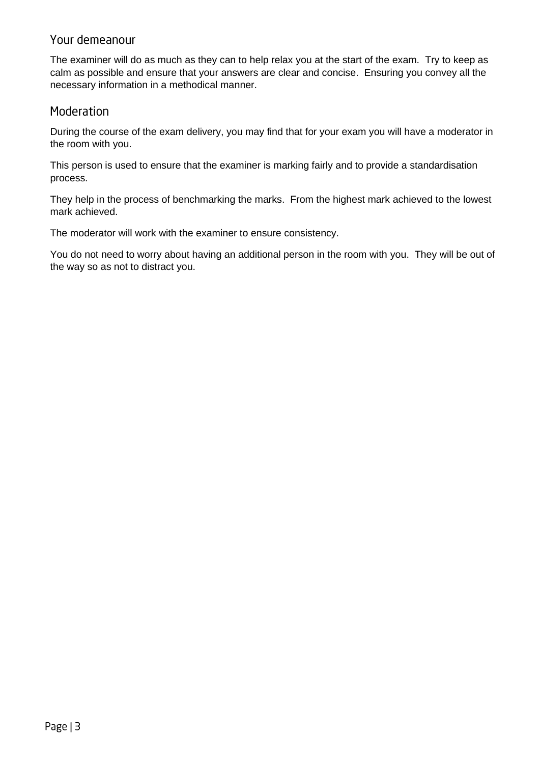## Your demeanour

The examiner will do as much as they can to help relax you at the start of the exam. Try to keep as calm as possible and ensure that your answers are clear and concise. Ensuring you convey all the necessary information in a methodical manner.

## Moderation

During the course of the exam delivery, you may find that for your exam you will have a moderator in the room with you.

This person is used to ensure that the examiner is marking fairly and to provide a standardisation process.

They help in the process of benchmarking the marks. From the highest mark achieved to the lowest mark achieved.

The moderator will work with the examiner to ensure consistency.

You do not need to worry about having an additional person in the room with you. They will be out of the way so as not to distract you.